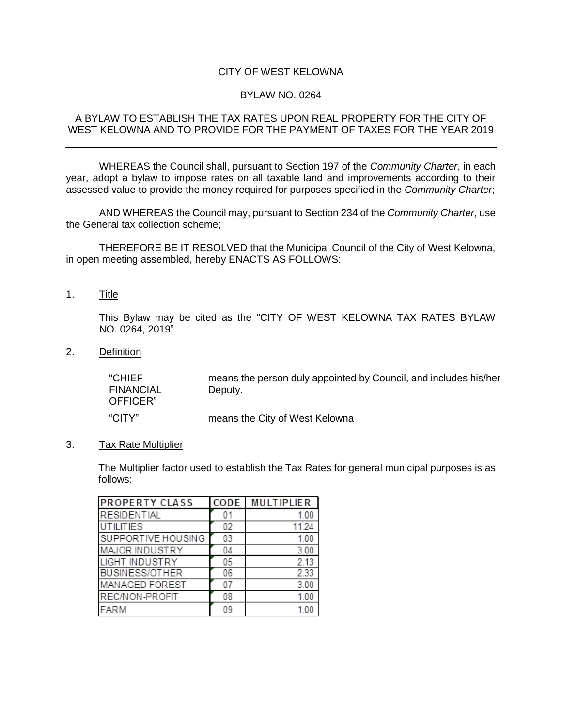# CITY OF WEST KELOWNA

## BYLAW NO. 0264

## A BYLAW TO ESTABLISH THE TAX RATES UPON REAL PROPERTY FOR THE CITY OF WEST KELOWNA AND TO PROVIDE FOR THE PAYMENT OF TAXES FOR THE YEAR 2019

---

WHEREAS the Council shall, pursuant to Section 197 of the *Community Charter*, in each year, adopt a bylaw to impose rates on all taxable land and improvements according to their assessed value to provide the money required for purposes specified in the *Community Charter*;

AND WHEREAS the Council may, pursuant to Section 234 of the *Community Charter*, use the General tax collection scheme;

THEREFORE BE IT RESOLVED that the Municipal Council of the City of West Kelowna, in open meeting assembled, hereby ENACTS AS FOLLOWS:

1. <u>Title</u>

   This Bylaw may be cited as the "CITY OF WEST KELOWNA TAX RATES BYLAW NO. 0264, 2019".

2. <u>Definition</u>

   | | |
   |---|---|
   | "CHIEF FINANCIAL OFFICER" | means the person duly appointed by Council, and includes his/her Deputy. |
   | "CITY" | means the City of West Kelowna |

3. <u>Tax Rate Multiplier</u>

   The Multiplier factor used to establish the Tax Rates for general municipal purposes is as follows:

   | PROPERTY CLASS | CODE | MULTIPLIER |
   |---|---|---|
   | RESIDENTIAL | 01 | 1.00 |
   | UTILITIES | 02 | 11.24 |
   | SUPPORTIVE HOUSING | 03 | 1.00 |
   | MAJOR INDUSTRY | 04 | 3.00 |
   | LIGHT INDUSTRY | 05 | 2.13 |
   | BUSINESS/OTHER | 06 | 2.33 |
   | MANAGED FOREST | 07 | 3.00 |
   | REC/NON-PROFIT | 08 | 1.00 |
   | FARM | 09 | 1.00 |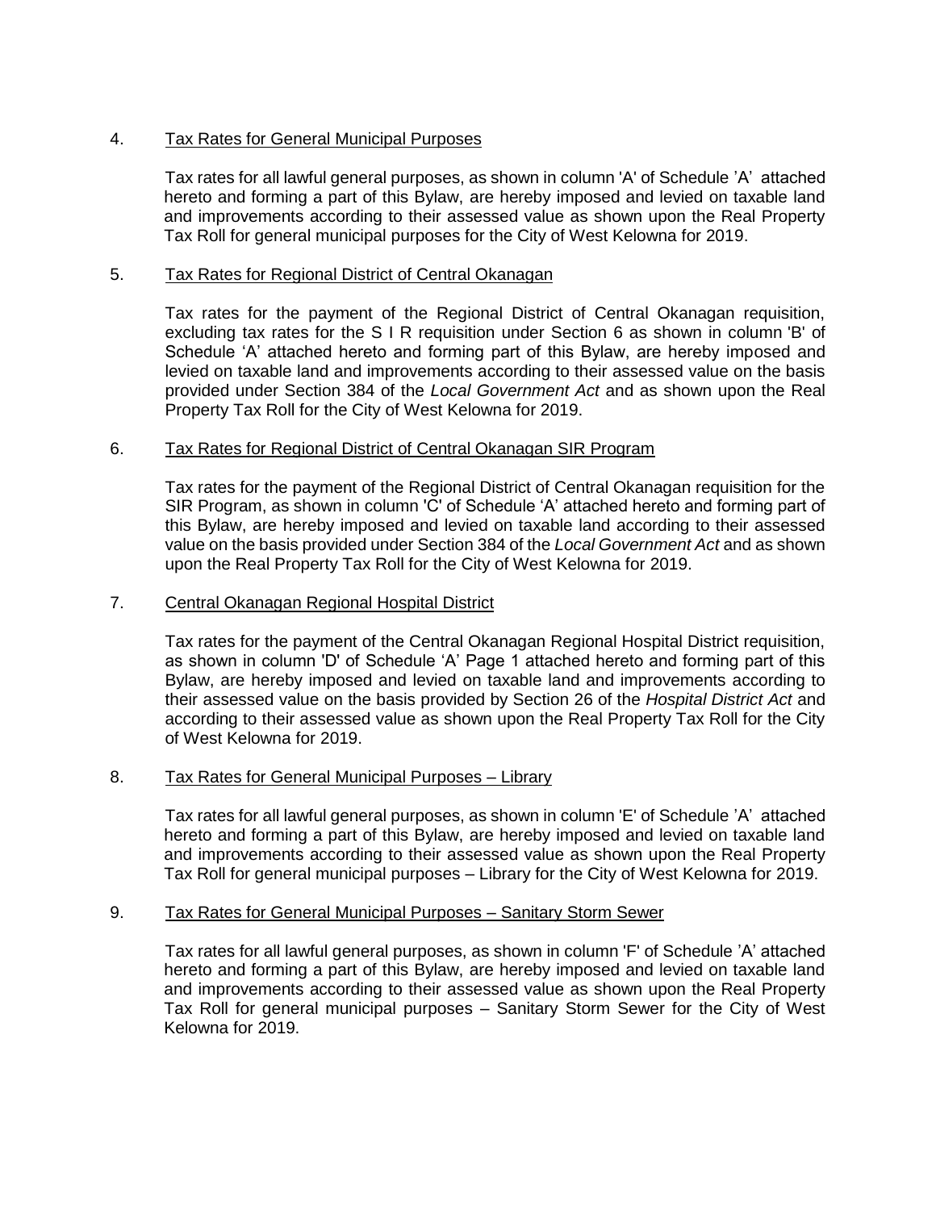4. <u>Tax Rates for General Municipal Purposes</u>

   Tax rates for all lawful general purposes, as shown in column 'A' of Schedule 'A' attached hereto and forming a part of this Bylaw, are hereby imposed and levied on taxable land and improvements according to their assessed value as shown upon the Real Property Tax Roll for general municipal purposes for the City of West Kelowna for 2019.

5. <u>Tax Rates for Regional District of Central Okanagan</u>

   Tax rates for the payment of the Regional District of Central Okanagan requisition, excluding tax rates for the S I R requisition under Section 6 as shown in column 'B' of Schedule 'A' attached hereto and forming part of this Bylaw, are hereby imposed and levied on taxable land and improvements according to their assessed value on the basis provided under Section 384 of the *Local Government Act* and as shown upon the Real Property Tax Roll for the City of West Kelowna for 2019.

6. <u>Tax Rates for Regional District of Central Okanagan SIR Program</u>

   Tax rates for the payment of the Regional District of Central Okanagan requisition for the SIR Program, as shown in column 'C' of Schedule 'A' attached hereto and forming part of this Bylaw, are hereby imposed and levied on taxable land according to their assessed value on the basis provided under Section 384 of the *Local Government Act* and as shown upon the Real Property Tax Roll for the City of West Kelowna for 2019.

7. <u>Central Okanagan Regional Hospital District</u>

   Tax rates for the payment of the Central Okanagan Regional Hospital District requisition, as shown in column 'D' of Schedule 'A' Page 1 attached hereto and forming part of this Bylaw, are hereby imposed and levied on taxable land and improvements according to their assessed value on the basis provided by Section 26 of the *Hospital District Act* and according to their assessed value as shown upon the Real Property Tax Roll for the City of West Kelowna for 2019.

8. <u>Tax Rates for General Municipal Purposes – Library</u>

   Tax rates for all lawful general purposes, as shown in column 'E' of Schedule 'A' attached hereto and forming a part of this Bylaw, are hereby imposed and levied on taxable land and improvements according to their assessed value as shown upon the Real Property Tax Roll for general municipal purposes – Library for the City of West Kelowna for 2019.

9. <u>Tax Rates for General Municipal Purposes – Sanitary Storm Sewer</u>

   Tax rates for all lawful general purposes, as shown in column 'F' of Schedule 'A' attached hereto and forming a part of this Bylaw, are hereby imposed and levied on taxable land and improvements according to their assessed value as shown upon the Real Property Tax Roll for general municipal purposes – Sanitary Storm Sewer for the City of West Kelowna for 2019.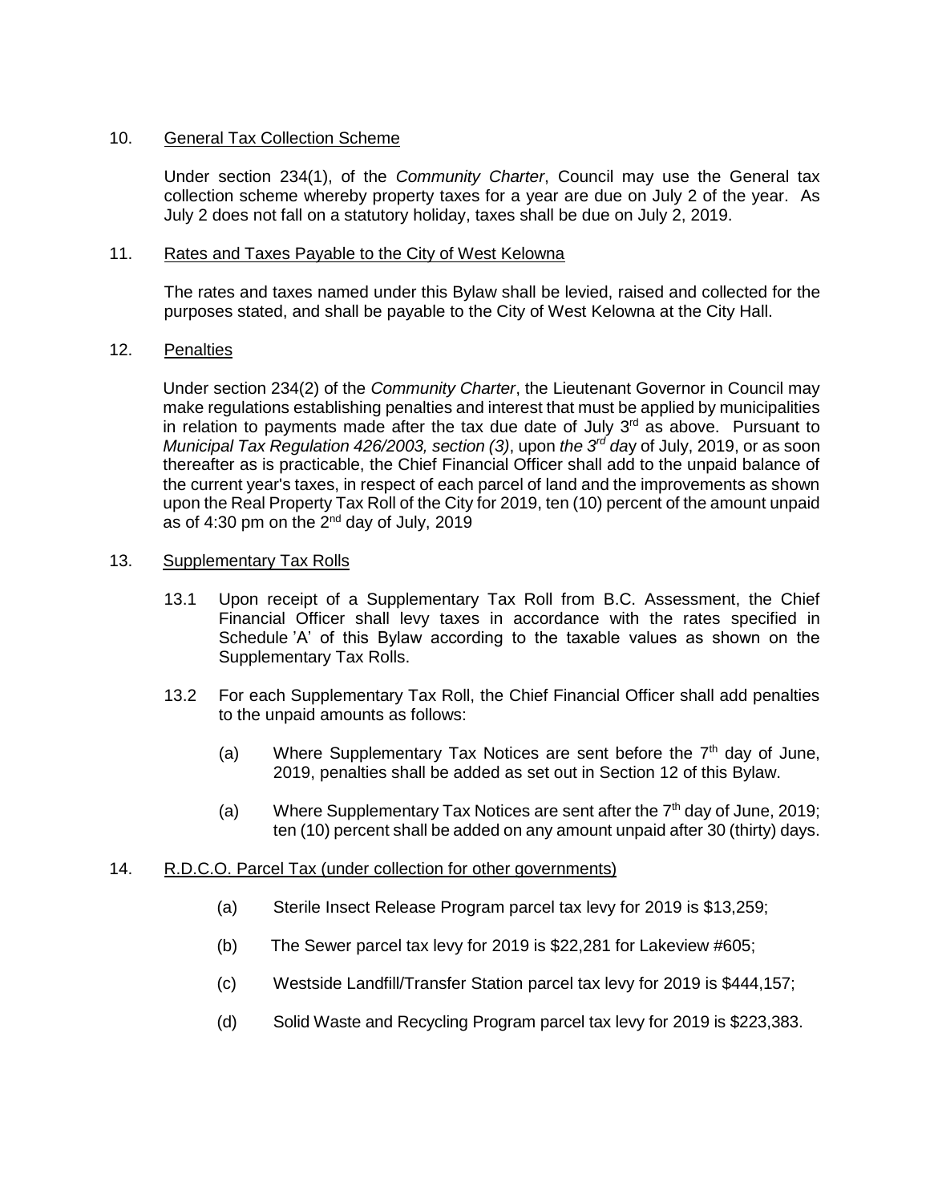10. <u>General Tax Collection Scheme</u>

    Under section 234(1), of the *Community Charter*, Council may use the General tax collection scheme whereby property taxes for a year are due on July 2 of the year. As July 2 does not fall on a statutory holiday, taxes shall be due on July 2, 2019.

11. <u>Rates and Taxes Payable to the City of West Kelowna</u>

    The rates and taxes named under this Bylaw shall be levied, raised and collected for the purposes stated, and shall be payable to the City of West Kelowna at the City Hall.

12. <u>Penalties</u>

    Under section 234(2) of the *Community Charter*, the Lieutenant Governor in Council may make regulations establishing penalties and interest that must be applied by municipalities in relation to payments made after the tax due date of July 3rd as above. Pursuant to *Municipal Tax Regulation 426/2003, section (3)*, upon *the 3rd da*y of July, 2019, or as soon thereafter as is practicable, the Chief Financial Officer shall add to the unpaid balance of the current year's taxes, in respect of each parcel of land and the improvements as shown upon the Real Property Tax Roll of the City for 2019, ten (10) percent of the amount unpaid as of 4:30 pm on the 2nd day of July, 2019

13. <u>Supplementary Tax Rolls</u>

    13.1 Upon receipt of a Supplementary Tax Roll from B.C. Assessment, the Chief Financial Officer shall levy taxes in accordance with the rates specified in Schedule 'A' of this Bylaw according to the taxable values as shown on the Supplementary Tax Rolls.

    13.2 For each Supplementary Tax Roll, the Chief Financial Officer shall add penalties to the unpaid amounts as follows:

    (a) Where Supplementary Tax Notices are sent before the 7th day of June, 2019, penalties shall be added as set out in Section 12 of this Bylaw.

    (a) Where Supplementary Tax Notices are sent after the 7th day of June, 2019; ten (10) percent shall be added on any amount unpaid after 30 (thirty) days.

14. <u>R.D.C.O. Parcel Tax (under collection for other governments)</u>

    (a) Sterile Insect Release Program parcel tax levy for 2019 is $13,259;

    (b) The Sewer parcel tax levy for 2019 is $22,281 for Lakeview #605;

    (c) Westside Landfill/Transfer Station parcel tax levy for 2019 is $444,157;

    (d) Solid Waste and Recycling Program parcel tax levy for 2019 is $223,383.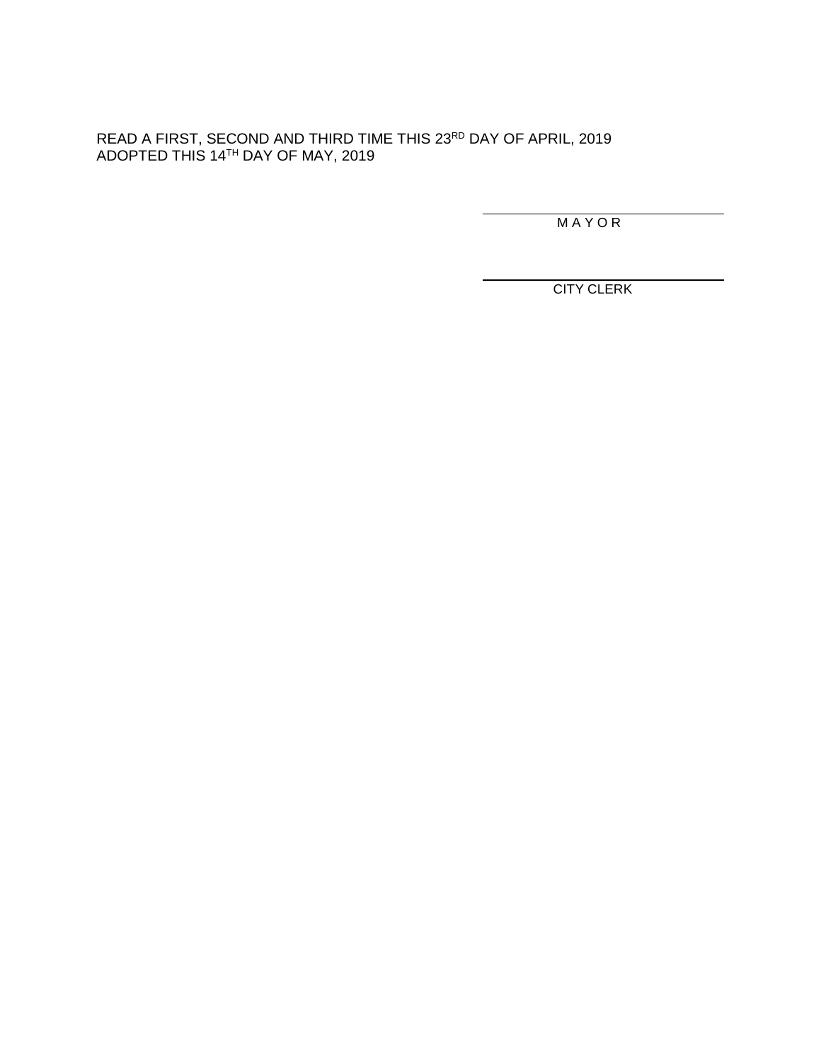READ A FIRST, SECOND AND THIRD TIME THIS 23RD DAY OF APRIL, 2019
ADOPTED THIS 14TH DAY OF MAY, 2019

\_\_\_\_\_\_\_\_\_\_\_\_\_\_\_\_\_\_\_\_\_\_\_\_\_\_\_\_\_\_
M A Y O R

\_\_\_\_\_\_\_\_\_\_\_\_\_\_\_\_\_\_\_\_\_\_\_\_\_\_\_\_\_\_
CITY CLERK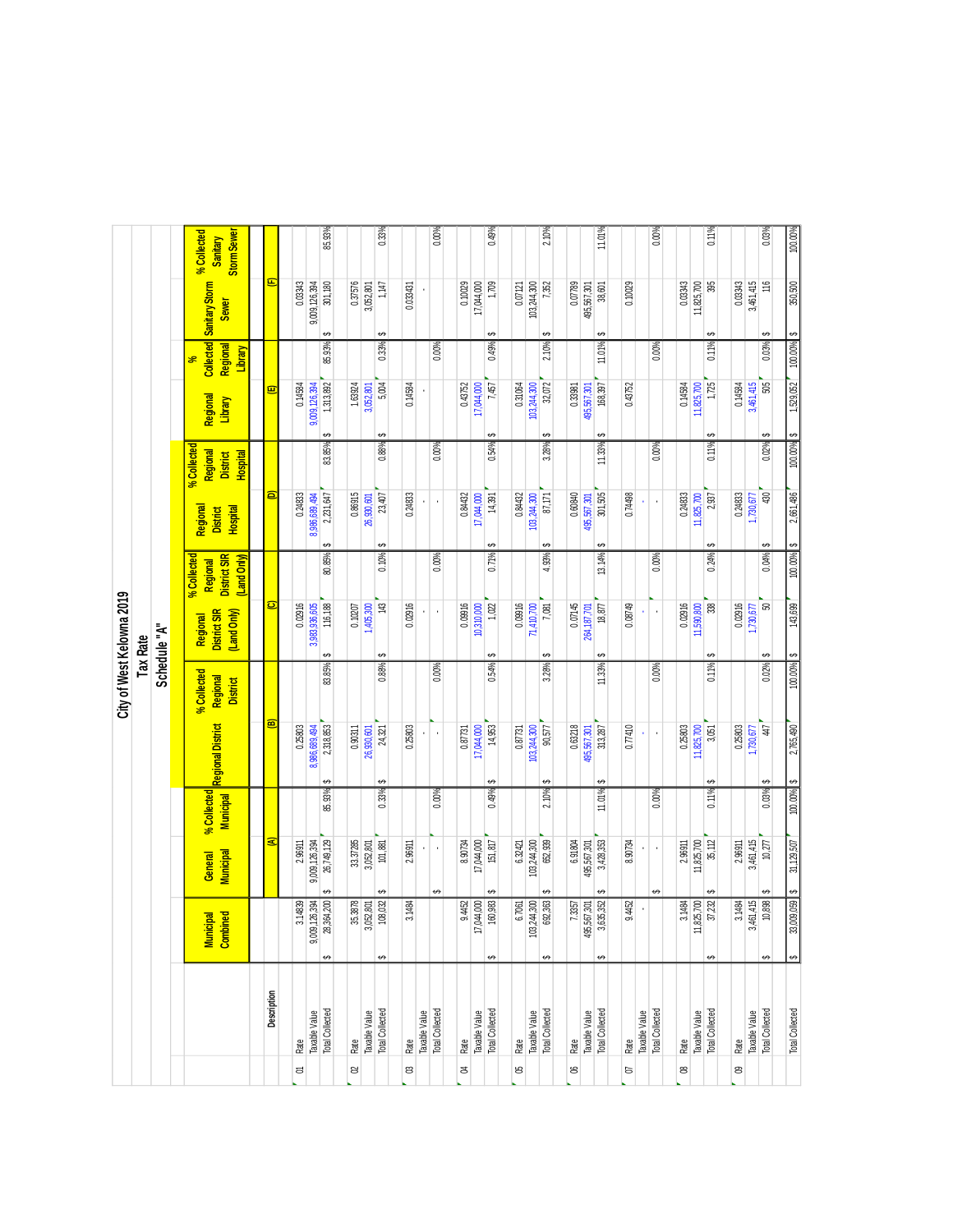# City of West Kelowna 2019

## Tax Rate

## Schedule "A"

| | Description | Municipal Combined | General Municipal (A) | % Collected Municipal | Regional District (B) | % Collected Regional District | Regional District SIR (Land Only) (C) | % Collected Regional District SIR (Land Only) | Regional District Hospital (D) | % Collected Regional District Hospital | Regional Library (E) | % Collected Regional Library | Sanitary Storm Sewer (F) | % Collected Sanitary Storm Sewer |
|---|---|---|---|---|---|---|---|---|---|---|---|---|---|---|
| 01 | Rate | 3.14839 | 2.96911 | | 0.25803 | | 0.02916 | | 0.24833 | | 0.14584 | | 0.03343 | |
| | Taxable Value | 9,009,126,394 | 9,009,126,394 | | 8,986,689,494 | | 3,983,936,605 | | 8,986,689,494 | | 9,009,126,394 | | 9,009,126,394 | |
| | Total Collected | $ 28,364,200 | $ 26,749,129 | 85.93% | $ 2,318,853 | 83.85% | $ 116,188 | 80.85% | $ 2,231,647 | 83.85% | $ 1,313,892 | 85.93% | $ 301,180 | 85.93% |
| 02 | Rate | 35.3878 | 33.37285 | | 0.90311 | | 0.10207 | | 0.86915 | | 1.63924 | | 0.37576 | |
| | Taxable Value | 3,052,801 | 3,052,801 | | 26,930,601 | | 1,405,300 | | 26,930,601 | | 3,052,801 | | 3,052,801 | |
| | Total Collected | $ 108,032 | $ 101,881 | 0.33% | $ 24,321 | 0.88% | $ 143 | 0.10% | $ 23,407 | 0.88% | $ 5,004 | 0.33% | $ 1,147 | 0.33% |
| 03 | Rate | 3.1484 | 2.96911 | | 0.25803 | | 0.02916 | | 0.24833 | | 0.14584 | | 0.033431 | |
| | Taxable Value | | - | | - | | - | | - | | - | | - | |
| | Total Collected | | $ - | 0.00% | - | 0.00% | - | 0.00% | - | 0.00% | | 0.00% | | 0.00% |
| 04 | Rate | 9.4452 | 8.90734 | | 0.87731 | | 0.09916 | | 0.84432 | | 0.43752 | | 0.10029 | |
| | Taxable Value | 17,044,000 | 17,044,000 | | 17,044,000 | | 10,310,000 | | 17,044,000 | | 17,044,000 | | 17,044,000 | |
| | Total Collected | $ 160,983 | $ 151,817 | 0.49% | $ 14,953 | 0.54% | $ 1,022 | 0.71% | $ 14,391 | 0.54% | $ 7,457 | 0.49% | $ 1,709 | 0.49% |
| 05 | Rate | 6.7061 | 6.32421 | | 0.87731 | | 0.09916 | | 0.84432 | | 0.31064 | | 0.07121 | |
| | Taxable Value | 103,244,300 | 103,244,300 | | 103,244,300 | | 71,410,700 | | 103,244,300 | | 103,244,300 | | 103,244,300 | |
| | Total Collected | $ 692,363 | $ 652,939 | 2.10% | $ 90,577 | 3.28% | $ 7,081 | 4.93% | $ 87,171 | 3.28% | $ 32,072 | 2.10% | $ 7,352 | 2.10% |
| 06 | Rate | 7.3357 | 6.91804 | | 0.63218 | | 0.07145 | | 0.60840 | | 0.33981 | | 0.07789 | |
| | Taxable Value | 495,567,301 | 495,567,301 | | 495,567,301 | | 264,187,701 | | 495,567,301 | | 495,567,301 | | 495,567,301 | |
| | Total Collected | $ 3,635,352 | $ 3,428,353 | 11.01% | $ 313,287 | 11.33% | $ 18,877 | 13.14% | $ 301,505 | 11.33% | $ 168,397 | 11.01% | $ 38,601 | 11.01% |
| 07 | Rate | 9.4452 | 8.90734 | | 0.77410 | | 0.08749 | | 0.74498 | | 0.43752 | | 0.10029 | |
| | Taxable Value | - | - | | - | | - | | - | | | | | |
| | Total Collected | | $ - | 0.00% | - | 0.00% | - | 0.00% | - | 0.00% | | 0.00% | | 0.00% |
| 08 | Rate | 3.1484 | 2.96911 | | 0.25803 | | 0.02916 | | 0.24833 | | 0.14584 | | 0.03343 | |
| | Taxable Value | 11,825,700 | 11,825,700 | | 11,825,700 | | 11,590,800 | | 11,825,700 | | 11,825,700 | | 11,825,700 | |
| | Total Collected | $ 37,232 | $ 35,112 | 0.11% | $ 3,051 | 0.11% | $ 338 | 0.24% | $ 2,937 | 0.11% | $ 1,725 | 0.11% | $ 395 | 0.11% |
| 09 | Rate | 3.1484 | 2.96911 | | 0.25803 | | 0.02916 | | 0.24833 | | 0.14584 | | 0.03343 | |
| | Taxable Value | 3,461,415 | 3,461,415 | | 1,730,677 | | 1,730,677 | | 1,730,677 | | 3,461,415 | | 3,461,415 | |
| | Total Collected | $ 10,898 | $ 10,277 | 0.03% | $ 447 | 0.02% | $ 50 | 0.04% | $ 430 | 0.02% | $ 505 | 0.03% | $ 116 | 0.03% |
| | Total Collected | $ 33,009,059 | $ 31,129,507 | 100.00% | $ 2,765,490 | 100.00% | $ 143,699 | 100.00% | $ 2,661,486 | 100.00% | $ 1,529,052 | 100.00% | $ 350,500 | 100.00% |